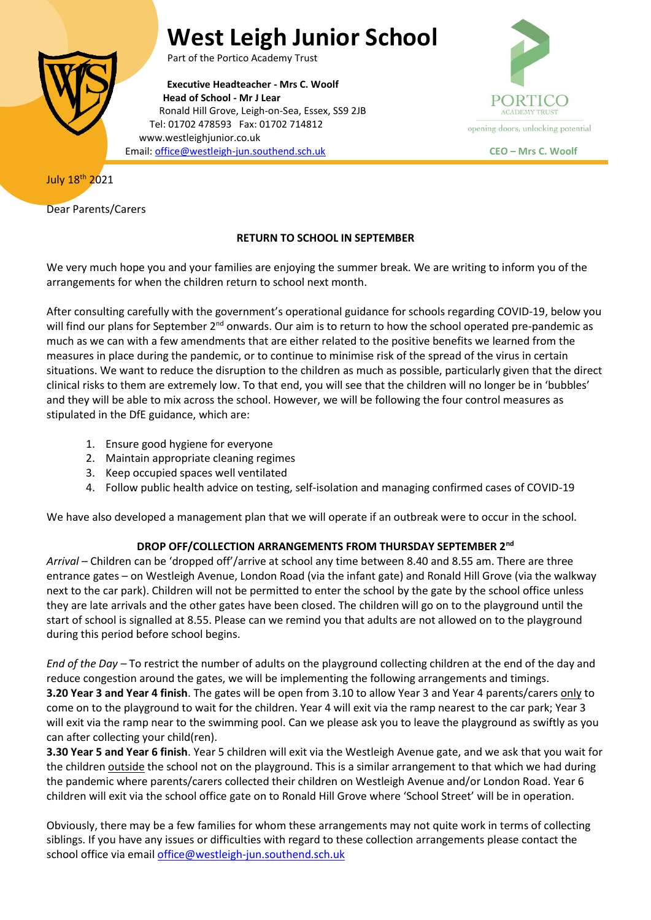# West Leigh Junior School

Part of the Portico Academy Trust

**Executive Headteacher - Mrs C. Woolf**
**Head of School - Mr J Lear**
Ronald Hill Grove, Leigh-on-Sea, Essex, SS9 2JB
Tel: 01702 478593 Fax: 01702 714812
www.westleighjunior.co.uk
Email: office@westleigh-jun.southend.sch.uk

PORTICO ACADEMY TRUST
opening doors, unlocking potential
**CEO – Mrs C. Woolf**

July 18th 2021

Dear Parents/Carers

**RETURN TO SCHOOL IN SEPTEMBER**

We very much hope you and your families are enjoying the summer break. We are writing to inform you of the arrangements for when the children return to school next month.

After consulting carefully with the government's operational guidance for schools regarding COVID-19, below you will find our plans for September 2nd onwards. Our aim is to return to how the school operated pre-pandemic as much as we can with a few amendments that are either related to the positive benefits we learned from the measures in place during the pandemic, or to continue to minimise risk of the spread of the virus in certain situations. We want to reduce the disruption to the children as much as possible, particularly given that the direct clinical risks to them are extremely low. To that end, you will see that the children will no longer be in 'bubbles' and they will be able to mix across the school. However, we will be following the four control measures as stipulated in the DfE guidance, which are:

1. Ensure good hygiene for everyone
2. Maintain appropriate cleaning regimes
3. Keep occupied spaces well ventilated
4. Follow public health advice on testing, self-isolation and managing confirmed cases of COVID-19

We have also developed a management plan that we will operate if an outbreak were to occur in the school.

**DROP OFF/COLLECTION ARRANGEMENTS FROM THURSDAY SEPTEMBER 2nd**

*Arrival* – Children can be 'dropped off'/arrive at school any time between 8.40 and 8.55 am. There are three entrance gates – on Westleigh Avenue, London Road (via the infant gate) and Ronald Hill Grove (via the walkway next to the car park). Children will not be permitted to enter the school by the gate by the school office unless they are late arrivals and the other gates have been closed. The children will go on to the playground until the start of school is signalled at 8.55. Please can we remind you that adults are not allowed on to the playground during this period before school begins.

*End of the Day* – To restrict the number of adults on the playground collecting children at the end of the day and reduce congestion around the gates, we will be implementing the following arrangements and timings.
**3.20 Year 3 and Year 4 finish**. The gates will be open from 3.10 to allow Year 3 and Year 4 parents/carers only to come on to the playground to wait for the children. Year 4 will exit via the ramp nearest to the car park; Year 3 will exit via the ramp near to the swimming pool. Can we please ask you to leave the playground as swiftly as you can after collecting your child(ren).
**3.30 Year 5 and Year 6 finish**. Year 5 children will exit via the Westleigh Avenue gate, and we ask that you wait for the children outside the school not on the playground. This is a similar arrangement to that which we had during the pandemic where parents/carers collected their children on Westleigh Avenue and/or London Road. Year 6 children will exit via the school office gate on to Ronald Hill Grove where 'School Street' will be in operation.

Obviously, there may be a few families for whom these arrangements may not quite work in terms of collecting siblings. If you have any issues or difficulties with regard to these collection arrangements please contact the school office via email office@westleigh-jun.southend.sch.uk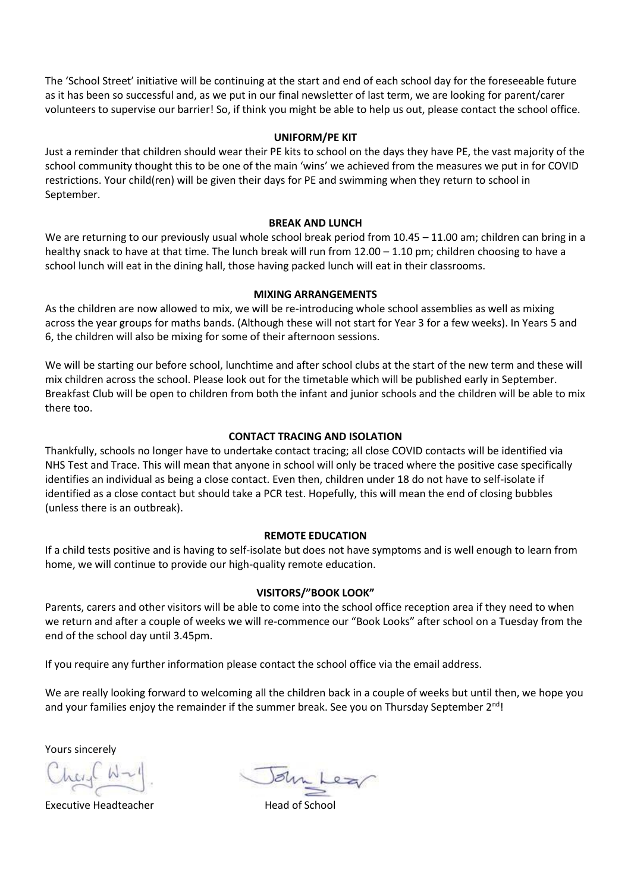The 'School Street' initiative will be continuing at the start and end of each school day for the foreseeable future as it has been so successful and, as we put in our final newsletter of last term, we are looking for parent/carer volunteers to supervise our barrier! So, if think you might be able to help us out, please contact the school office.

**UNIFORM/PE KIT**

Just a reminder that children should wear their PE kits to school on the days they have PE, the vast majority of the school community thought this to be one of the main 'wins' we achieved from the measures we put in for COVID restrictions. Your child(ren) will be given their days for PE and swimming when they return to school in September.

**BREAK AND LUNCH**

We are returning to our previously usual whole school break period from 10.45 – 11.00 am; children can bring in a healthy snack to have at that time. The lunch break will run from 12.00 – 1.10 pm; children choosing to have a school lunch will eat in the dining hall, those having packed lunch will eat in their classrooms.

**MIXING ARRANGEMENTS**

As the children are now allowed to mix, we will be re-introducing whole school assemblies as well as mixing across the year groups for maths bands. (Although these will not start for Year 3 for a few weeks). In Years 5 and 6, the children will also be mixing for some of their afternoon sessions.

We will be starting our before school, lunchtime and after school clubs at the start of the new term and these will mix children across the school. Please look out for the timetable which will be published early in September. Breakfast Club will be open to children from both the infant and junior schools and the children will be able to mix there too.

**CONTACT TRACING AND ISOLATION**

Thankfully, schools no longer have to undertake contact tracing; all close COVID contacts will be identified via NHS Test and Trace. This will mean that anyone in school will only be traced where the positive case specifically identifies an individual as being a close contact. Even then, children under 18 do not have to self-isolate if identified as a close contact but should take a PCR test. Hopefully, this will mean the end of closing bubbles (unless there is an outbreak).

**REMOTE EDUCATION**

If a child tests positive and is having to self-isolate but does not have symptoms and is well enough to learn from home, we will continue to provide our high-quality remote education.

**VISITORS/"BOOK LOOK"**

Parents, carers and other visitors will be able to come into the school office reception area if they need to when we return and after a couple of weeks we will re-commence our "Book Looks" after school on a Tuesday from the end of the school day until 3.45pm.

If you require any further information please contact the school office via the email address.

We are really looking forward to welcoming all the children back in a couple of weeks but until then, we hope you and your families enjoy the remainder if the summer break. See you on Thursday September 2nd!

Yours sincerely

Executive Headteacher

Head of School